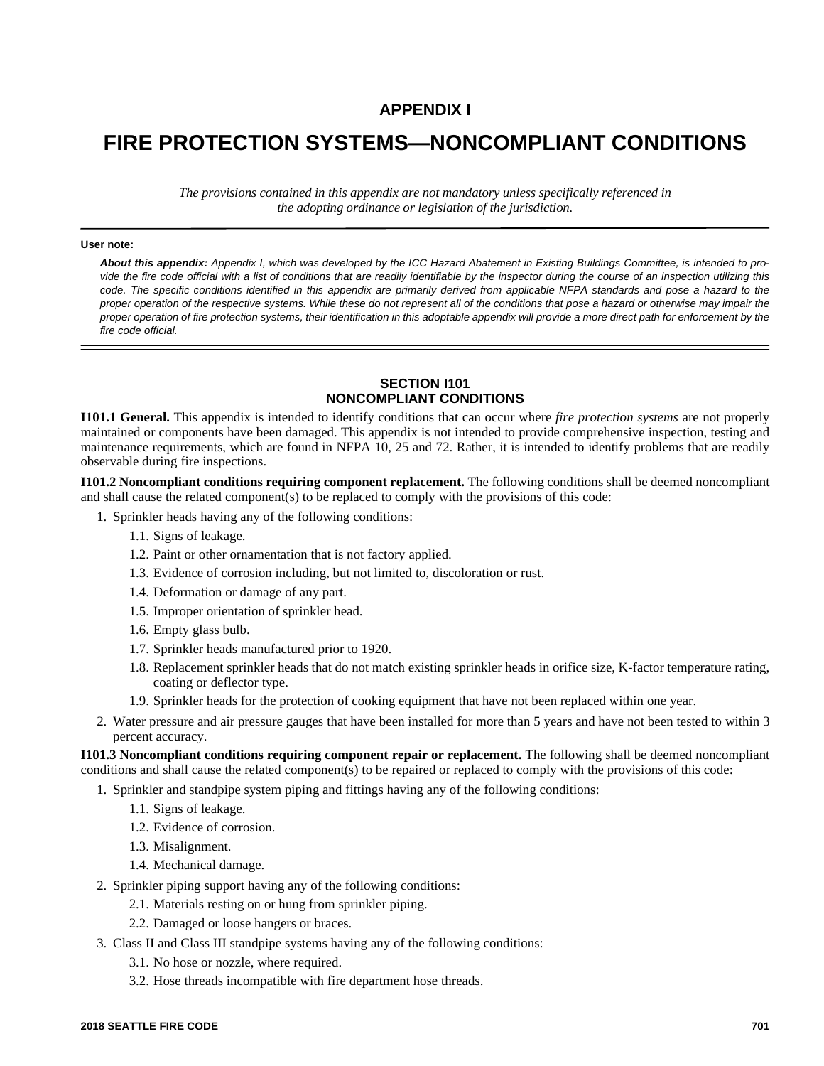# APPENDIX I

# FIRE PROTECTION SYSTEMS—NONCOMPLIANT CONDITIONS

*The provisions contained in this appendix are not mandatory unless specifically referenced in the adopting ordinance or legislation of the jurisdiction.*

---

**User note:**

***About this appendix:*** *Appendix I, which was developed by the ICC Hazard Abatement in Existing Buildings Committee, is intended to provide the fire code official with a list of conditions that are readily identifiable by the inspector during the course of an inspection utilizing this code. The specific conditions identified in this appendix are primarily derived from applicable NFPA standards and pose a hazard to the proper operation of the respective systems. While these do not represent all of the conditions that pose a hazard or otherwise may impair the proper operation of fire protection systems, their identification in this adoptable appendix will provide a more direct path for enforcement by the fire code official.*

---

## SECTION I101
## NONCOMPLIANT CONDITIONS

**I101.1 General.** This appendix is intended to identify conditions that can occur where *fire protection systems* are not properly maintained or components have been damaged. This appendix is not intended to provide comprehensive inspection, testing and maintenance requirements, which are found in NFPA 10, 25 and 72. Rather, it is intended to identify problems that are readily observable during fire inspections.

**I101.2 Noncompliant conditions requiring component replacement.** The following conditions shall be deemed noncompliant and shall cause the related component(s) to be replaced to comply with the provisions of this code:

1. Sprinkler heads having any of the following conditions:
   - 1.1. Signs of leakage.
   - 1.2. Paint or other ornamentation that is not factory applied.
   - 1.3. Evidence of corrosion including, but not limited to, discoloration or rust.
   - 1.4. Deformation or damage of any part.
   - 1.5. Improper orientation of sprinkler head.
   - 1.6. Empty glass bulb.
   - 1.7. Sprinkler heads manufactured prior to 1920.
   - 1.8. Replacement sprinkler heads that do not match existing sprinkler heads in orifice size, K-factor temperature rating, coating or deflector type.
   - 1.9. Sprinkler heads for the protection of cooking equipment that have not been replaced within one year.
2. Water pressure and air pressure gauges that have been installed for more than 5 years and have not been tested to within 3 percent accuracy.

**I101.3 Noncompliant conditions requiring component repair or replacement.** The following shall be deemed noncompliant conditions and shall cause the related component(s) to be repaired or replaced to comply with the provisions of this code:

1. Sprinkler and standpipe system piping and fittings having any of the following conditions:
   - 1.1. Signs of leakage.
   - 1.2. Evidence of corrosion.
   - 1.3. Misalignment.
   - 1.4. Mechanical damage.
2. Sprinkler piping support having any of the following conditions:
   - 2.1. Materials resting on or hung from sprinkler piping.
   - 2.2. Damaged or loose hangers or braces.
3. Class II and Class III standpipe systems having any of the following conditions:
   - 3.1. No hose or nozzle, where required.
   - 3.2. Hose threads incompatible with fire department hose threads.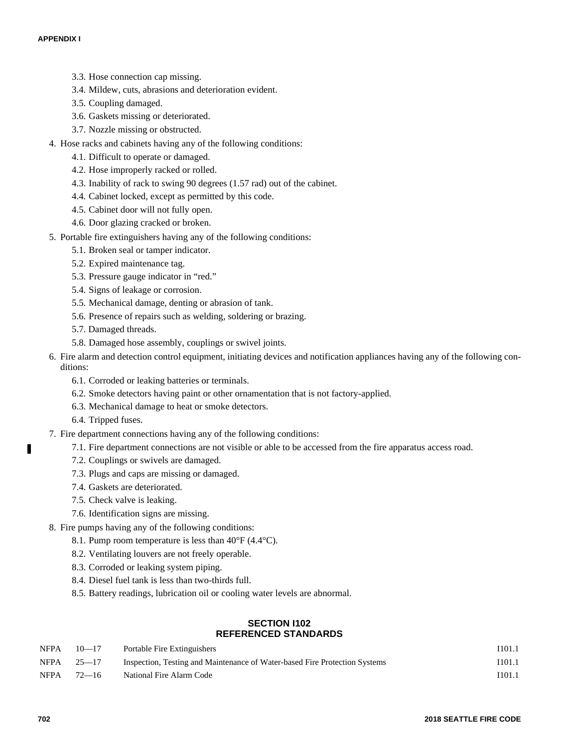3.3. Hose connection cap missing.

3.4. Mildew, cuts, abrasions and deterioration evident.

3.5. Coupling damaged.

3.6. Gaskets missing or deteriorated.

3.7. Nozzle missing or obstructed.

4. Hose racks and cabinets having any of the following conditions:

   4.1. Difficult to operate or damaged.

   4.2. Hose improperly racked or rolled.

   4.3. Inability of rack to swing 90 degrees (1.57 rad) out of the cabinet.

   4.4. Cabinet locked, except as permitted by this code.

   4.5. Cabinet door will not fully open.

   4.6. Door glazing cracked or broken.

5. Portable fire extinguishers having any of the following conditions:

   5.1. Broken seal or tamper indicator.

   5.2. Expired maintenance tag.

   5.3. Pressure gauge indicator in "red."

   5.4. Signs of leakage or corrosion.

   5.5. Mechanical damage, denting or abrasion of tank.

   5.6. Presence of repairs such as welding, soldering or brazing.

   5.7. Damaged threads.

   5.8. Damaged hose assembly, couplings or swivel joints.

6. Fire alarm and detection control equipment, initiating devices and notification appliances having any of the following conditions:

   6.1. Corroded or leaking batteries or terminals.

   6.2. Smoke detectors having paint or other ornamentation that is not factory-applied.

   6.3. Mechanical damage to heat or smoke detectors.

   6.4. Tripped fuses.

7. Fire department connections having any of the following conditions:

   7.1. Fire department connections are not visible or able to be accessed from the fire apparatus access road.

   7.2. Couplings or swivels are damaged.

   7.3. Plugs and caps are missing or damaged.

   7.4. Gaskets are deteriorated.

   7.5. Check valve is leaking.

   7.6. Identification signs are missing.

8. Fire pumps having any of the following conditions:

   8.1. Pump room temperature is less than 40°F (4.4°C).

   8.2. Ventilating louvers are not freely operable.

   8.3. Corroded or leaking system piping.

   8.4. Diesel fuel tank is less than two-thirds full.

   8.5. Battery readings, lubrication oil or cooling water levels are abnormal.

## SECTION I102 REFERENCED STANDARDS

| | | | |
|---|---|---|---|
| NFPA | 10—17 | Portable Fire Extinguishers | I101.1 |
| NFPA | 25—17 | Inspection, Testing and Maintenance of Water-based Fire Protection Systems | I101.1 |
| NFPA | 72—16 | National Fire Alarm Code | I101.1 |